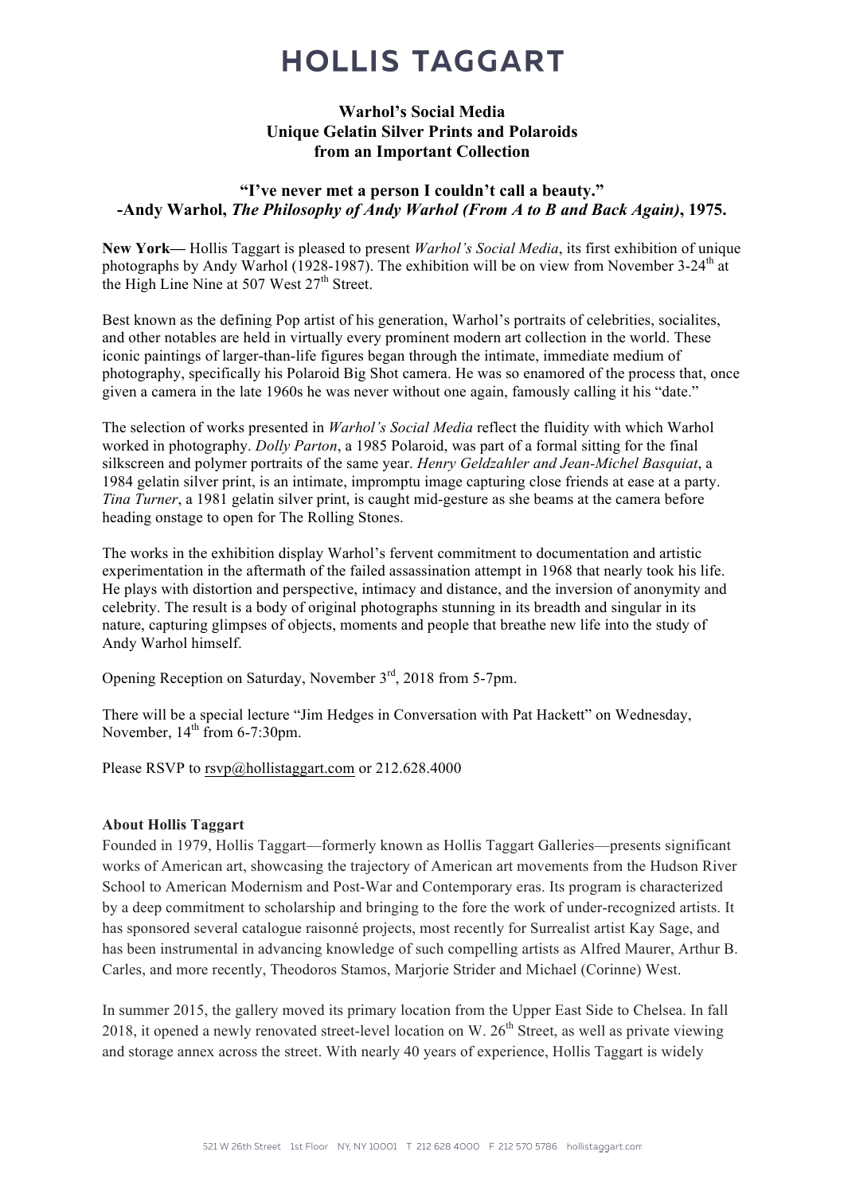# HOLLIS TAGGART

**Warhol's Social Media**
**Unique Gelatin Silver Prints and Polaroids**
**from an Important Collection**

**"I've never met a person I couldn't call a beauty."**
**-Andy Warhol, *The Philosophy of Andy Warhol (From A to B and Back Again)*, 1975.**

**New York—** Hollis Taggart is pleased to present *Warhol's Social Media*, its first exhibition of unique photographs by Andy Warhol (1928-1987). The exhibition will be on view from November 3-24th at the High Line Nine at 507 West 27th Street.

Best known as the defining Pop artist of his generation, Warhol's portraits of celebrities, socialites, and other notables are held in virtually every prominent modern art collection in the world. These iconic paintings of larger-than-life figures began through the intimate, immediate medium of photography, specifically his Polaroid Big Shot camera. He was so enamored of the process that, once given a camera in the late 1960s he was never without one again, famously calling it his "date."

The selection of works presented in *Warhol's Social Media* reflect the fluidity with which Warhol worked in photography. *Dolly Parton*, a 1985 Polaroid, was part of a formal sitting for the final silkscreen and polymer portraits of the same year. *Henry Geldzahler and Jean-Michel Basquiat*, a 1984 gelatin silver print, is an intimate, impromptu image capturing close friends at ease at a party. *Tina Turner*, a 1981 gelatin silver print, is caught mid-gesture as she beams at the camera before heading onstage to open for The Rolling Stones.

The works in the exhibition display Warhol's fervent commitment to documentation and artistic experimentation in the aftermath of the failed assassination attempt in 1968 that nearly took his life. He plays with distortion and perspective, intimacy and distance, and the inversion of anonymity and celebrity. The result is a body of original photographs stunning in its breadth and singular in its nature, capturing glimpses of objects, moments and people that breathe new life into the study of Andy Warhol himself.

Opening Reception on Saturday, November 3rd, 2018 from 5-7pm.

There will be a special lecture "Jim Hedges in Conversation with Pat Hackett" on Wednesday, November, 14th from 6-7:30pm.

Please RSVP to rsvp@hollistaggart.com or 212.628.4000

**About Hollis Taggart**

Founded in 1979, Hollis Taggart—formerly known as Hollis Taggart Galleries—presents significant works of American art, showcasing the trajectory of American art movements from the Hudson River School to American Modernism and Post-War and Contemporary eras. Its program is characterized by a deep commitment to scholarship and bringing to the fore the work of under-recognized artists. It has sponsored several catalogue raisonné projects, most recently for Surrealist artist Kay Sage, and has been instrumental in advancing knowledge of such compelling artists as Alfred Maurer, Arthur B. Carles, and more recently, Theodoros Stamos, Marjorie Strider and Michael (Corinne) West.

In summer 2015, the gallery moved its primary location from the Upper East Side to Chelsea. In fall 2018, it opened a newly renovated street-level location on W. 26th Street, as well as private viewing and storage annex across the street. With nearly 40 years of experience, Hollis Taggart is widely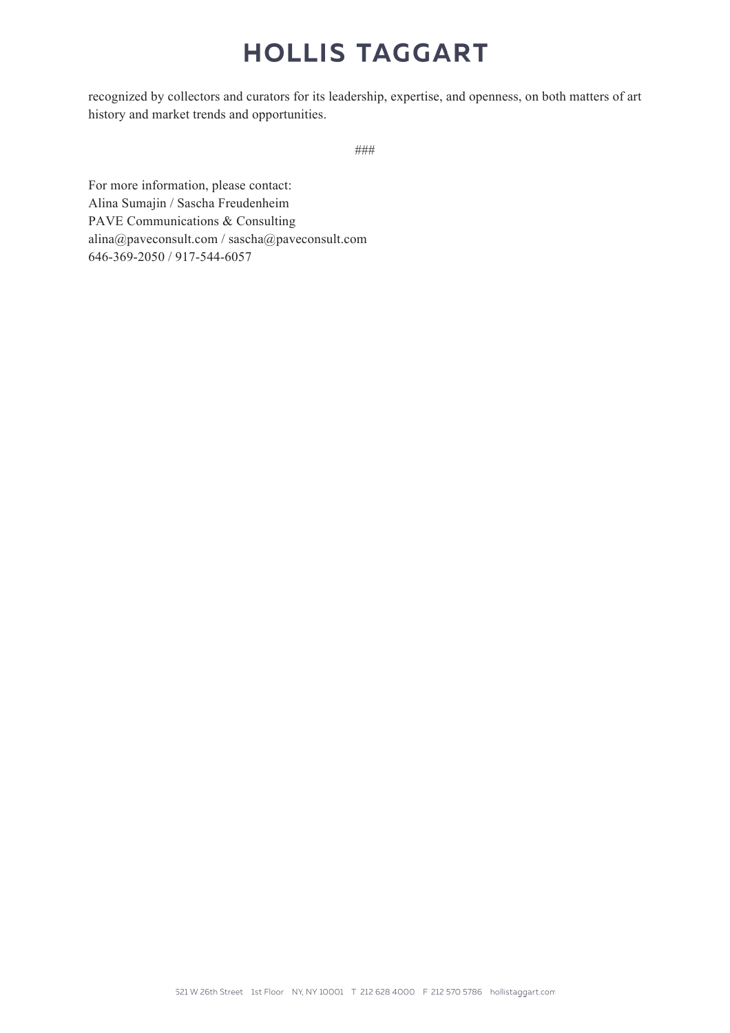recognized by collectors and curators for its leadership, expertise, and openness, on both matters of art history and market trends and opportunities.

###

For more information, please contact:  
Alina Sumajin / Sascha Freudenheim  
PAVE Communications & Consulting  
alina@paveconsult.com / sascha@paveconsult.com  
646-369-2050 / 917-544-6057